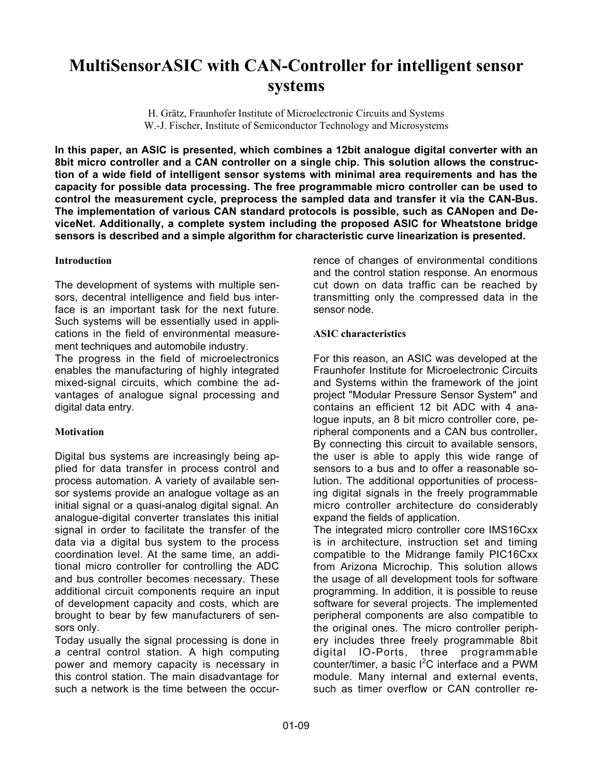# MultiSensorASIC with CAN-Controller for intelligent sensor systems

H. Grätz, Fraunhofer Institute of Microelectronic Circuits and Systems
W.-J. Fischer, Institute of Semiconductor Technology and Microsystems

**In this paper, an ASIC is presented, which combines a 12bit analogue digital converter with an 8bit micro controller and a CAN controller on a single chip. This solution allows the construction of a wide field of intelligent sensor systems with minimal area requirements and has the capacity for possible data processing. The free programmable micro controller can be used to control the measurement cycle, preprocess the sampled data and transfer it via the CAN-Bus. The implementation of various CAN standard protocols is possible, such as CANopen and DeviceNet. Additionally, a complete system including the proposed ASIC for Wheatstone bridge sensors is described and a simple algorithm for characteristic curve linearization is presented.**

#### Introduction

The development of systems with multiple sensors, decentral intelligence and field bus interface is an important task for the next future. Such systems will be essentially used in applications in the field of environmental measurement techniques and automobile industry.
The progress in the field of microelectronics enables the manufacturing of highly integrated mixed-signal circuits, which combine the advantages of analogue signal processing and digital data entry.

#### Motivation

Digital bus systems are increasingly being applied for data transfer in process control and process automation. A variety of available sensor systems provide an analogue voltage as an initial signal or a quasi-analog digital signal. An analogue-digital converter translates this initial signal in order to facilitate the transfer of the data via a digital bus system to the process coordination level. At the same time, an additional micro controller for controlling the ADC and bus controller becomes necessary. These additional circuit components require an input of development capacity and costs, which are brought to bear by few manufacturers of sensors only.
Today usually the signal processing is done in a central control station. A high computing power and memory capacity is necessary in this control station. The main disadvantage for such a network is the time between the occurrence of changes of environmental conditions and the control station response. An enormous cut down on data traffic can be reached by transmitting only the compressed data in the sensor node.

#### ASIC characteristics

For this reason, an ASIC was developed at the Fraunhofer Institute for Microelectronic Circuits and Systems within the framework of the joint project "Modular Pressure Sensor System" and contains an efficient 12 bit ADC with 4 analogue inputs, an 8 bit micro controller core, peripheral components and a CAN bus controller**.** By connecting this circuit to available sensors, the user is able to apply this wide range of sensors to a bus and to offer a reasonable solution. The additional opportunities of processing digital signals in the freely programmable micro controller architecture do considerably expand the fields of application.
The integrated micro controller core IMS16Cxx is in architecture, instruction set and timing compatible to the Midrange family PIC16Cxx from Arizona Microchip. This solution allows the usage of all development tools for software programming. In addition, it is possible to reuse software for several projects. The implemented peripheral components are also compatible to the original ones. The micro controller periphery includes three freely programmable 8bit digital IO-Ports, three programmable counter/timer, a basic $I^2C$ interface and a PWM module. Many internal and external events, such as timer overflow or CAN controller re-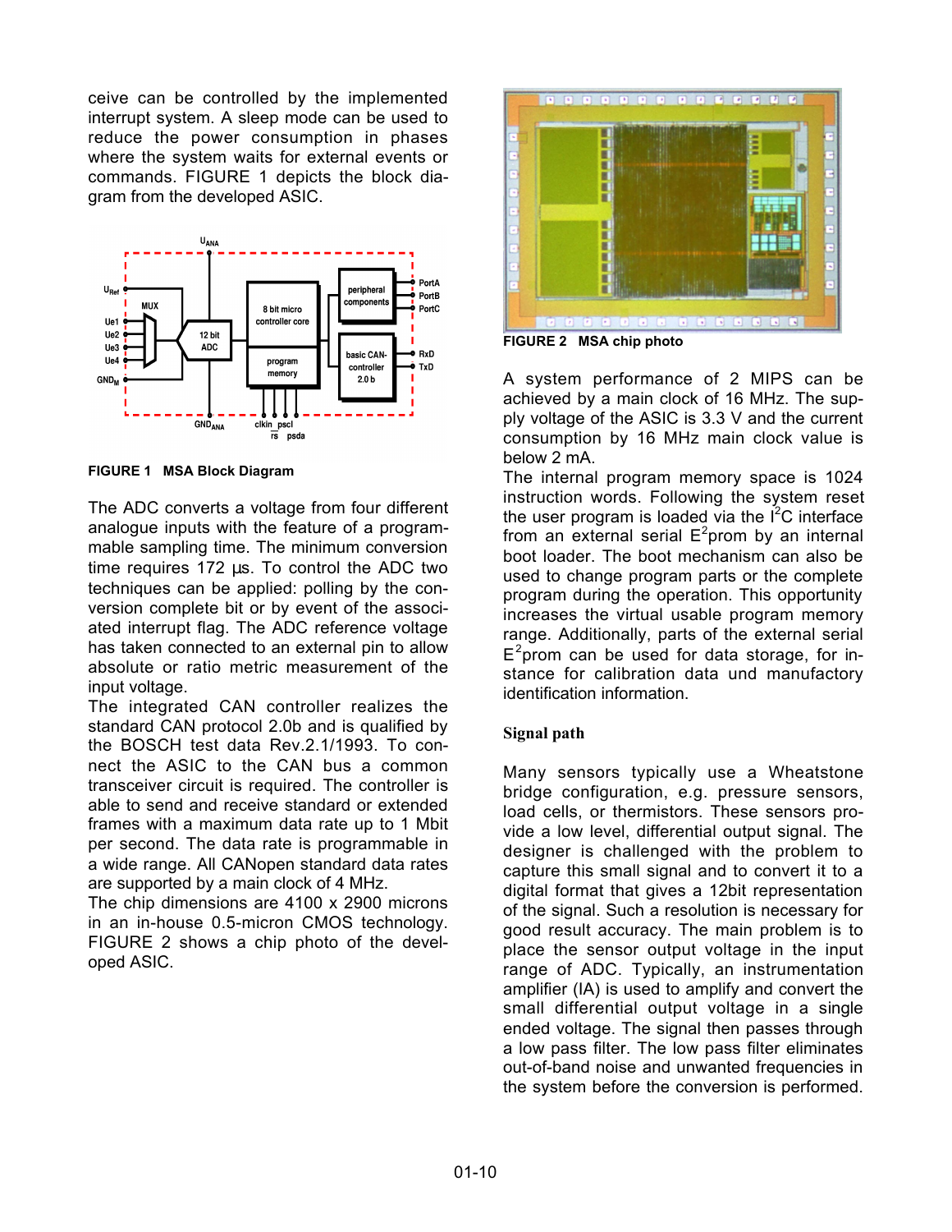ceive can be controlled by the implemented interrupt system. A sleep mode can be used to reduce the power consumption in phases where the system waits for external events or commands. FIGURE 1 depicts the block diagram from the developed ASIC.

$U_{ANA}$

$U_{Ref}$

MUX

Ue1

Ue2

Ue3

Ue4

$GND_M$

12 bit ADC

8 bit micro controller core

program memory

peripheral components

basic CAN-controller 2.0 b

PortA

PortB

PortC

RxD

TxD

$GND_{ANA}$

clkin pscl

rs psda

**FIGURE 1 MSA Block Diagram**

The ADC converts a voltage from four different analogue inputs with the feature of a programmable sampling time. The minimum conversion time requires 172 µs. To control the ADC two techniques can be applied: polling by the conversion complete bit or by event of the associated interrupt flag. The ADC reference voltage has taken connected to an external pin to allow absolute or ratio metric measurement of the input voltage.

The integrated CAN controller realizes the standard CAN protocol 2.0b and is qualified by the BOSCH test data Rev.2.1/1993. To connect the ASIC to the CAN bus a common transceiver circuit is required. The controller is able to send and receive standard or extended frames with a maximum data rate up to 1 Mbit per second. The data rate is programmable in a wide range. All CANopen standard data rates are supported by a main clock of 4 MHz.

The chip dimensions are 4100 x 2900 microns in an in-house 0.5-micron CMOS technology. FIGURE 2 shows a chip photo of the developed ASIC.

**FIGURE 2 MSA chip photo**

A system performance of 2 MIPS can be achieved by a main clock of 16 MHz. The supply voltage of the ASIC is 3.3 V and the current consumption by 16 MHz main clock value is below 2 mA.

The internal program memory space is 1024 instruction words. Following the system reset the user program is loaded via the $I^2C$ interface from an external serial $E^2$prom by an internal boot loader. The boot mechanism can also be used to change program parts or the complete program during the operation. This opportunity increases the virtual usable program memory range. Additionally, parts of the external serial $E^2$prom can be used for data storage, for instance for calibration data und manufactory identification information.

## Signal path

Many sensors typically use a Wheatstone bridge configuration, e.g. pressure sensors, load cells, or thermistors. These sensors provide a low level, differential output signal. The designer is challenged with the problem to capture this small signal and to convert it to a digital format that gives a 12bit representation of the signal. Such a resolution is necessary for good result accuracy. The main problem is to place the sensor output voltage in the input range of ADC. Typically, an instrumentation amplifier (IA) is used to amplify and convert the small differential output voltage in a single ended voltage. The signal then passes through a low pass filter. The low pass filter eliminates out-of-band noise and unwanted frequencies in the system before the conversion is performed.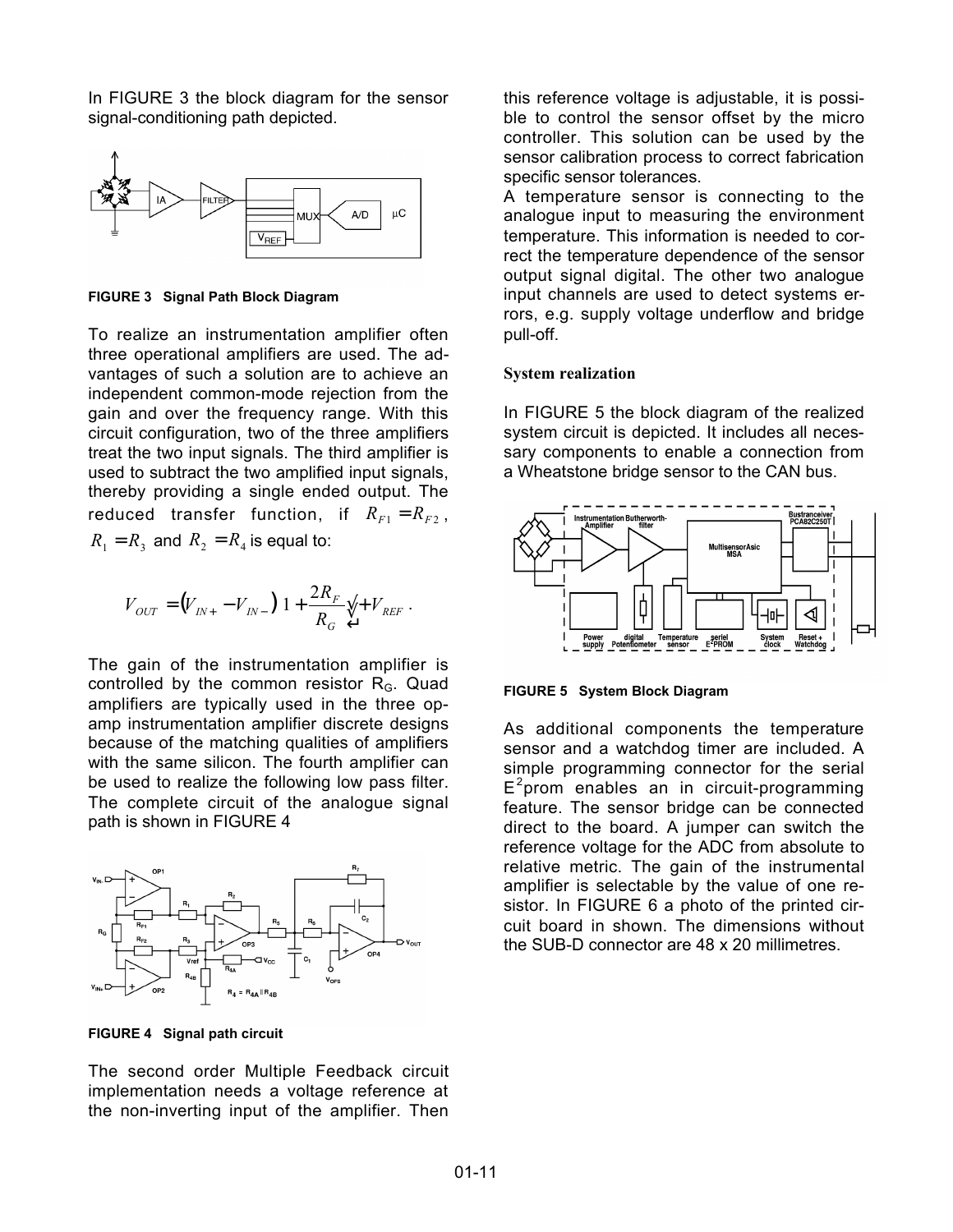In FIGURE 3 the block diagram for the sensor signal-conditioning path depicted.

IA
FILTER
MUX
A/D
µC
$V_{REF}$

**FIGURE 3 Signal Path Block Diagram**

To realize an instrumentation amplifier often three operational amplifiers are used. The advantages of such a solution are to achieve an independent common-mode rejection from the gain and over the frequency range. With this circuit configuration, two of the three amplifiers treat the two input signals. The third amplifier is used to subtract the two amplified input signals, thereby providing a single ended output. The reduced transfer function, if $R_{F1} = R_{F2}$, $R_1 = R_3$ and $R_2 = R_4$ is equal to:

$$V_{OUT} = \left(V_{IN+} - V_{IN-}\right)\left(1 + \frac{2R_F}{R_G}\right) + V_{REF} .$$

The gain of the instrumentation amplifier is controlled by the common resistor $R_G$. Quad amplifiers are typically used in the three op-amp instrumentation amplifier discrete designs because of the matching qualities of amplifiers with the same silicon. The fourth amplifier can be used to realize the following low pass filter. The complete circuit of the analogue signal path is shown in FIGURE 4

$V_{IN-}$
OP1
$R_{F1}$
$R_G$
$R_{F2}$
$V_{IN+}$
OP2
$R_1$
$R_2$
$R_3$
Vref
$R_{4B}$
OP3
$R_{4A}$
$V_{CC}$
$R_4 = R_{4A} \| R_{4B}$
$R_5$
$R_6$
$R_7$
$C_2$
$C_1$
OP4
$V_{OUT}$
$V_{OFS}$

**FIGURE 4 Signal path circuit**

The second order Multiple Feedback circuit implementation needs a voltage reference at the non-inverting input of the amplifier. Then this reference voltage is adjustable, it is possible to control the sensor offset by the micro controller. This solution can be used by the sensor calibration process to correct fabrication specific sensor tolerances.

A temperature sensor is connecting to the analogue input to measuring the environment temperature. This information is needed to correct the temperature dependence of the sensor output signal digital. The other two analogue input channels are used to detect systems errors, e.g. supply voltage underflow and bridge pull-off.

### System realization

In FIGURE 5 the block diagram of the realized system circuit is depicted. It includes all necessary components to enable a connection from a Wheatstone bridge sensor to the CAN bus.

Instrumentation Amplifier
Butherworth-filter
MultisensorAsic MSA
Bustranceiver PCA82C250T
Power supply
digital Potentiometer
Temperature sensor
seriel $E^2$PROM
System clock
Reset + Watchdog

**FIGURE 5 System Block Diagram**

As additional components the temperature sensor and a watchdog timer are included. A simple programming connector for the serial $E^2$prom enables an in circuit-programming feature. The sensor bridge can be connected direct to the board. A jumper can switch the reference voltage for the ADC from absolute to relative metric. The gain of the instrumental amplifier is selectable by the value of one resistor. In FIGURE 6 a photo of the printed circuit board in shown. The dimensions without the SUB-D connector are 48 x 20 millimetres.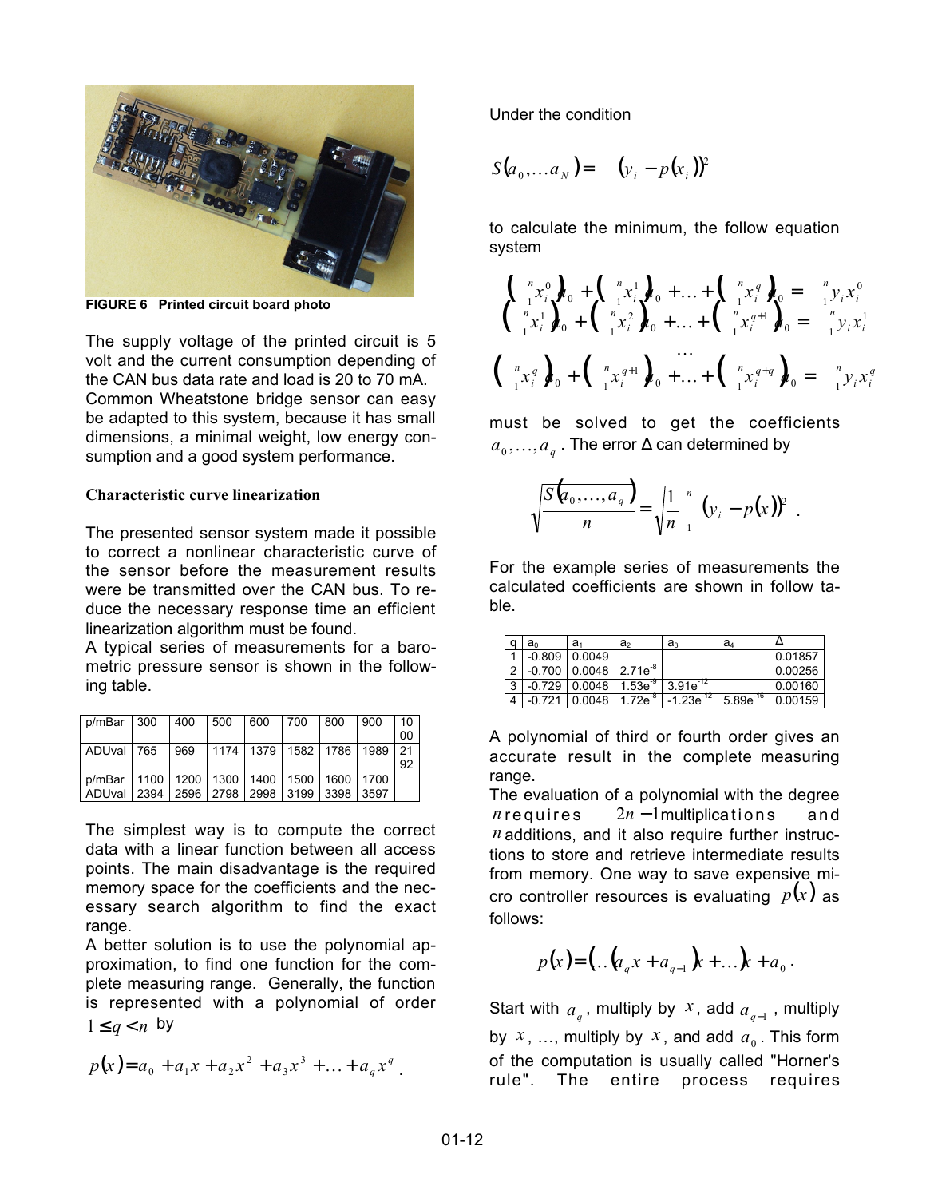FIGURE 6 Printed circuit board photo

The supply voltage of the printed circuit is 5 volt and the current consumption depending of the CAN bus data rate and load is 20 to 70 mA. Common Wheatstone bridge sensor can easy be adapted to this system, because it has small dimensions, a minimal weight, low energy consumption and a good system performance.

**Characteristic curve linearization**

The presented sensor system made it possible to correct a nonlinear characteristic curve of the sensor before the measurement results were be transmitted over the CAN bus. To reduce the necessary response time an efficient linearization algorithm must be found.

A typical series of measurements for a barometric pressure sensor is shown in the following table.

| | | | | | | | | |
|---|---|---|---|---|---|---|---|---|
| p/mBar | 300 | 400 | 500 | 600 | 700 | 800 | 900 | 1000 |
| ADUval | 765 | 969 | 1174 | 1379 | 1582 | 1786 | 1989 | 2192 |
| p/mBar | 1100 | 1200 | 1300 | 1400 | 1500 | 1600 | 1700 | |
| ADUval | 2394 | 2596 | 2798 | 2998 | 3199 | 3398 | 3597 | |

The simplest way is to compute the correct data with a linear function between all access points. The main disadvantage is the required memory space for the coefficients and the necessary search algorithm to find the exact range.

A better solution is to use the polynomial approximation, to find one function for the complete measuring range. Generally, the function is represented with a polynomial of order $1 \leq q < n$ by

$$p(x) = a_0 + a_1 x + a_2 x^2 + a_3 x^3 + \ldots + a_q x^q .$$

Under the condition

$$S(a_0, \ldots a_N) = \sum (y_i - p(x_i))^2$$

to calculate the minimum, the follow equation system

$$\begin{aligned}
\left(\sum_1^n x_i^0\right) a_0 + \left(\sum_1^n x_i^1\right) a_0 + \ldots + \left(\sum_1^n x_i^q\right) a_0 &= \sum_1^n y_i x_i^0 \\
\left(\sum_1^n x_i^1\right) a_0 + \left(\sum_1^n x_i^2\right) a_0 + \ldots + \left(\sum_1^n x_i^{q+1}\right) a_0 &= \sum_1^n y_i x_i^1 \\
&\ldots \\
\left(\sum_1^n x_i^q\right) a_0 + \left(\sum_1^n x_i^{q+1}\right) a_0 + \ldots + \left(\sum_1^n x_i^{q+q}\right) a_0 &= \sum_1^n y_i x_i^q
\end{aligned}$$

must be solved to get the coefficients $a_0, \ldots, a_q$. The error Δ can determined by

$$\sqrt{\frac{S(a_0, \ldots, a_q)}{n}} = \sqrt{\frac{1}{n} \sum_1^n (y_i - p(x))^2} .$$

For the example series of measurements the calculated coefficients are shown in follow table.

| q | $a_0$ | $a_1$ | $a_2$ | $a_3$ | $a_4$ | Δ |
|---|---|---|---|---|---|---|
| 1 | -0.809 | 0.0049 | | | | 0.01857 |
| 2 | -0.700 | 0.0048 | $2.71e^{-8}$ | | | 0.00256 |
| 3 | -0.729 | 0.0048 | $1.53e^{-9}$ | $3.91e^{-12}$ | | 0.00160 |
| 4 | -0.721 | 0.0048 | $1.72e^{-8}$ | $-1.23e^{-12}$ | $5.89e^{-16}$ | 0.00159 |

A polynomial of third or fourth order gives an accurate result in the complete measuring range.

The evaluation of a polynomial with the degree $n$ requires $2n-1$ multiplications and $n$ additions, and it also require further instructions to store and retrieve intermediate results from memory. One way to save expensive micro controller resources is evaluating $p(x)$ as follows:

$$p(x) = (\ldots(a_q x + a_{q-1})x + \ldots)x + a_0 .$$

Start with $a_q$, multiply by $x$, add $a_{q-1}$, multiply by $x$, …, multiply by $x$, and add $a_0$. This form of the computation is usually called "Horner's rule". The entire process requires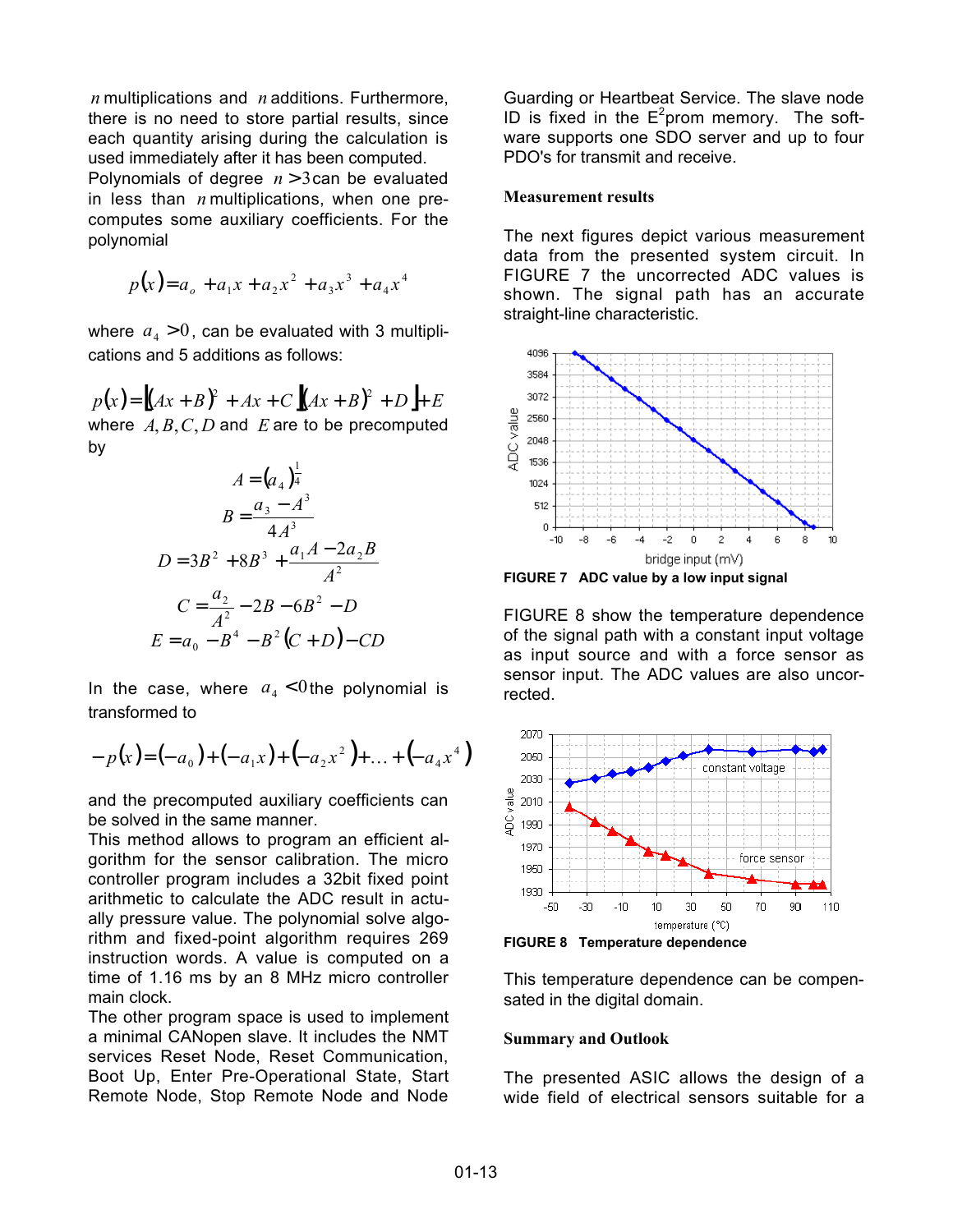$n$ multiplications and $n$ additions. Furthermore, there is no need to store partial results, since each quantity arising during the calculation is used immediately after it has been computed.
Polynomials of degree $n > 3$ can be evaluated in less than $n$ multiplications, when one precomputes some auxiliary coefficients. For the polynomial

$$p(x) = a_o + a_1 x + a_2 x^2 + a_3 x^3 + a_4 x^4$$

where $a_4 > 0$, can be evaluated with 3 multiplications and 5 additions as follows:

$$p(x) = \left[ (Ax + B)^2 + Ax + C \right] \left[ (Ax + B)^2 + D \right] + E$$

where $A, B, C, D$ and $E$ are to be precomputed by

$$A = (a_4)^{\frac{1}{4}}$$

$$B = \frac{a_3 - A^3}{4A^3}$$

$$D = 3B^2 + 8B^3 + \frac{a_1 A - 2a_2 B}{A^2}$$

$$C = \frac{a_2}{A^2} - 2B - 6B^2 - D$$

$$E = a_0 - B^4 - B^2 (C + D) - CD$$

In the case, where $a_4 < 0$ the polynomial is transformed to

$$-p(x) = (-a_0) + (-a_1 x) + (-a_2 x^2) + \ldots + (-a_4 x^4)$$

and the precomputed auxiliary coefficients can be solved in the same manner.
This method allows to program an efficient algorithm for the sensor calibration. The micro controller program includes a 32bit fixed point arithmetic to calculate the ADC result in actually pressure value. The polynomial solve algorithm and fixed-point algorithm requires 269 instruction words. A value is computed on a time of 1.16 ms by an 8 MHz micro controller main clock.
The other program space is used to implement a minimal CANopen slave. It includes the NMT services Reset Node, Reset Communication, Boot Up, Enter Pre-Operational State, Start Remote Node, Stop Remote Node and Node Guarding or Heartbeat Service. The slave node ID is fixed in the E[2]prom memory. The software supports one SDO server and up to four PDO's for transmit and receive.

## Measurement results

The next figures depict various measurement data from the presented system circuit. In FIGURE 7 the uncorrected ADC values is shown. The signal path has an accurate straight-line characteristic.

ADC value
4096
3584
3072
2560
2048
1536
1024
512
0
-10 -8 -6 -4 -2 0 2 4 6 8 10
bridge input (mV)

**FIGURE 7 ADC value by a low input signal**

FIGURE 8 show the temperature dependence of the signal path with a constant input voltage as input source and with a force sensor as sensor input. The ADC values are also uncorrected.

ADC value
2070
2050
2030
2010
1990
1970
1950
1930
-50 -30 -10 10 30 50 70 90 110
temperature (°C)
constant voltage
force sensor

**FIGURE 8 Temperature dependence**

This temperature dependence can be compensated in the digital domain.

## Summary and Outlook

The presented ASIC allows the design of a wide field of electrical sensors suitable for a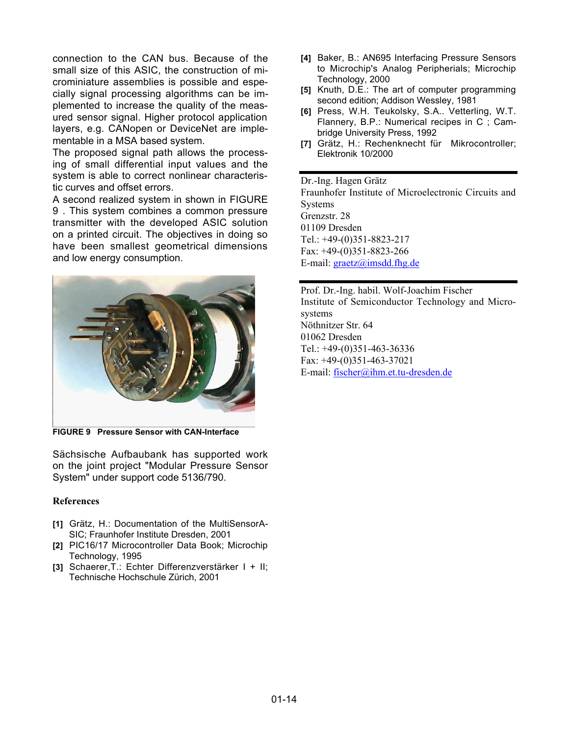connection to the CAN bus. Because of the small size of this ASIC, the construction of microminiature assemblies is possible and especially signal processing algorithms can be implemented to increase the quality of the measured sensor signal. Higher protocol application layers, e.g. CANopen or DeviceNet are implementable in a MSA based system.

The proposed signal path allows the processing of small differential input values and the system is able to correct nonlinear characteristic curves and offset errors.

A second realized system in shown in FIGURE 9 . This system combines a common pressure transmitter with the developed ASIC solution on a printed circuit. The objectives in doing so have been smallest geometrical dimensions and low energy consumption.

**FIGURE 9 Pressure Sensor with CAN-Interface**

Sächsische Aufbaubank has supported work on the joint project "Modular Pressure Sensor System" under support code 5136/790.

## References

**[1]** Grätz, H.: Documentation of the MultiSensorASIC; Fraunhofer Institute Dresden, 2001

**[2]** PIC16/17 Microcontroller Data Book; Microchip Technology, 1995

**[3]** Schaerer,T.: Echter Differenzverstärker I + II; Technische Hochschule Zürich, 2001

**[4]** Baker, B.: AN695 Interfacing Pressure Sensors to Microchip's Analog Peripherials; Microchip Technology, 2000

**[5]** Knuth, D.E.: The art of computer programming second edition; Addison Wessley, 1981

**[6]** Press, W.H. Teukolsky, S.A.. Vetterling, W.T. Flannery, B.P.: Numerical recipes in C ; Cambridge University Press, 1992

**[7]** Grätz, H.: Rechenknecht für Mikrocontroller; Elektronik 10/2000

---

Dr.-Ing. Hagen Grätz
Fraunhofer Institute of Microelectronic Circuits and Systems
Grenzstr. 28
01109 Dresden
Tel.: +49-(0)351-8823-217
Fax: +49-(0)351-8823-266
E-mail: graetz@imsdd.fhg.de

---

Prof. Dr.-Ing. habil. Wolf-Joachim Fischer
Institute of Semiconductor Technology and Microsystems
Nöthnitzer Str. 64
01062 Dresden
Tel.: +49-(0)351-463-36336
Fax: +49-(0)351-463-37021
E-mail: fischer@ihm.et.tu-dresden.de